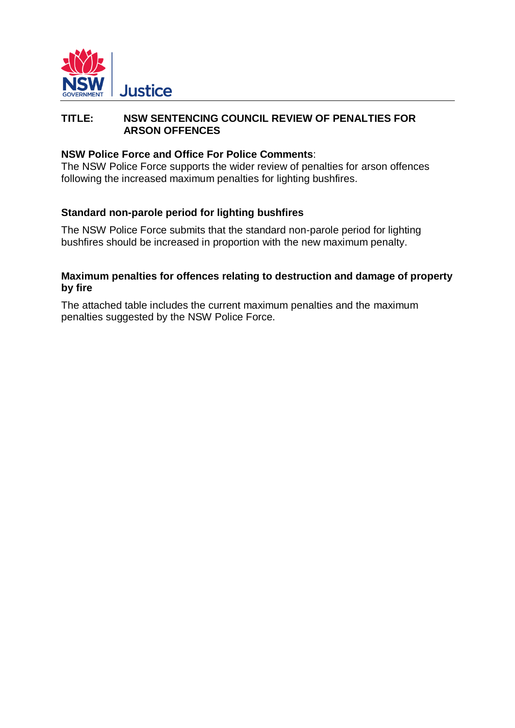NSW GOVERNMENT | Justice

**TITLE: NSW SENTENCING COUNCIL REVIEW OF PENALTIES FOR ARSON OFFENCES**

**NSW Police Force and Office For Police Comments**:
The NSW Police Force supports the wider review of penalties for arson offences following the increased maximum penalties for lighting bushfires.

### Standard non-parole period for lighting bushfires

The NSW Police Force submits that the standard non-parole period for lighting bushfires should be increased in proportion with the new maximum penalty.

### Maximum penalties for offences relating to destruction and damage of property by fire

The attached table includes the current maximum penalties and the maximum penalties suggested by the NSW Police Force.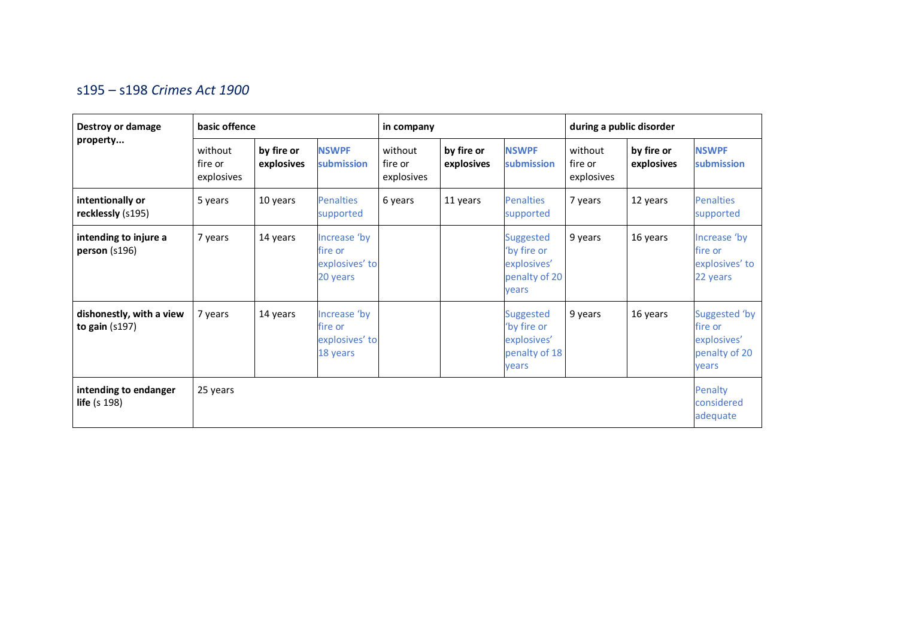## s195 – s198 *Crimes Act 1900*

| **Destroy or damage property...** | **basic offence** | | | **in company** | | | **during a public disorder** | | |
|---|---|---|---|---|---|---|---|---|---|
| | without fire or explosives | **by fire or explosives** | **NSWPF submission** | without fire or explosives | **by fire or explosives** | **NSWPF submission** | without fire or explosives | **by fire or explosives** | **NSWPF submission** |
| **intentionally or recklessly** (s195) | 5 years | 10 years | Penalties supported | 6 years | 11 years | Penalties supported | 7 years | 12 years | Penalties supported |
| **intending to injure a person** (s196) | 7 years | 14 years | Increase 'by fire or explosives' to 20 years | | | Suggested 'by fire or explosives' penalty of 20 years | 9 years | 16 years | Increase 'by fire or explosives' to 22 years |
| **dishonestly, with a view to gain** (s197) | 7 years | 14 years | Increase 'by fire or explosives' to 18 years | | | Suggested 'by fire or explosives' penalty of 18 years | 9 years | 16 years | Suggested 'by fire or explosives' penalty of 20 years |
| **intending to endanger life** (s 198) | 25 years | | | | | | | | Penalty considered adequate |